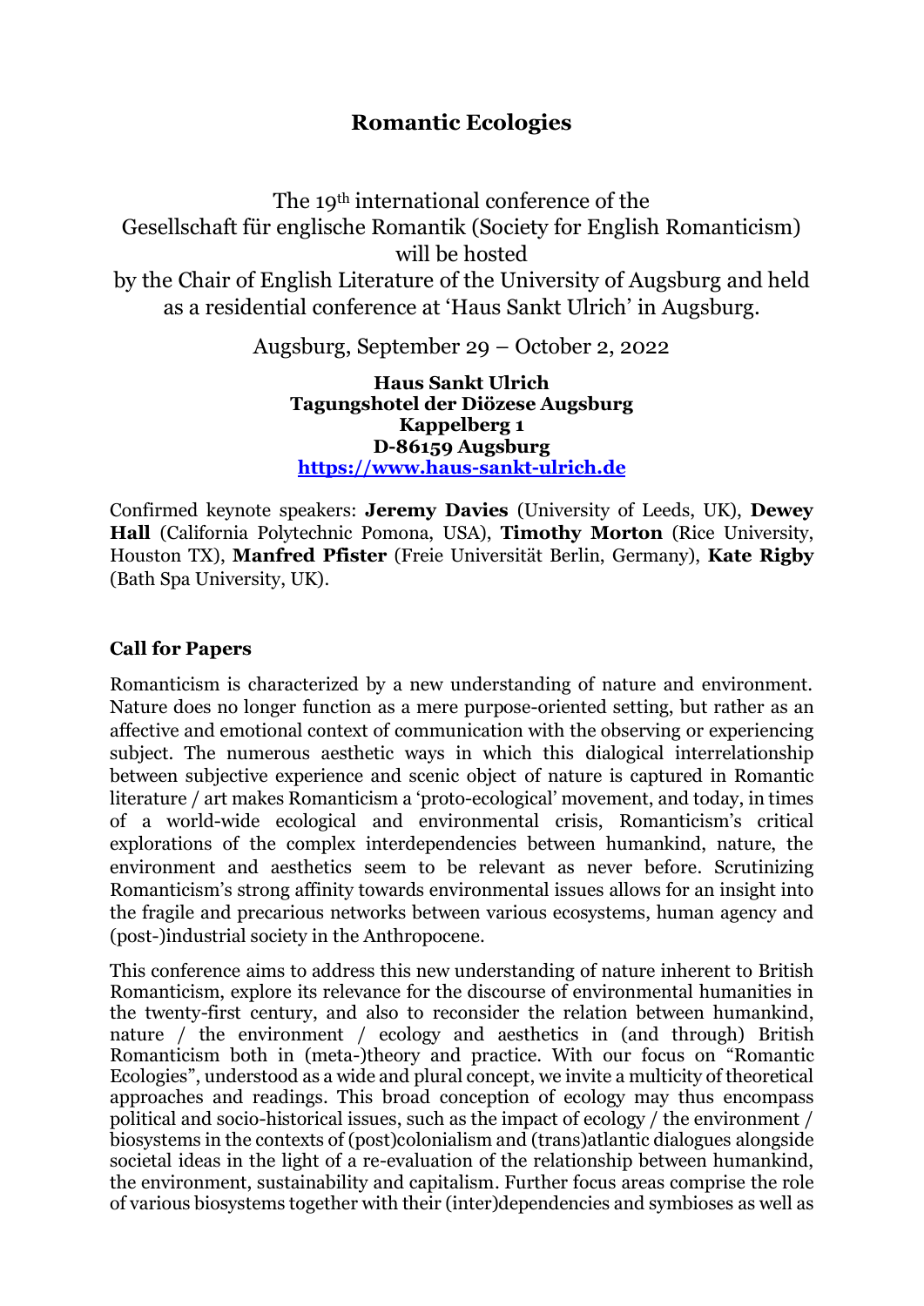# Romantic Ecologies

The 19th international conference of the Gesellschaft für englische Romantik (Society for English Romanticism) will be hosted by the Chair of English Literature of the University of Augsburg and held as a residential conference at 'Haus Sankt Ulrich' in Augsburg.

Augsburg, September 29 – October 2, 2022

**Haus Sankt Ulrich**
**Tagungshotel der Diözese Augsburg**
**Kappelberg 1**
**D-86159 Augsburg**
**https://www.haus-sankt-ulrich.de**

Confirmed keynote speakers: **Jeremy Davies** (University of Leeds, UK), **Dewey Hall** (California Polytechnic Pomona, USA), **Timothy Morton** (Rice University, Houston TX), **Manfred Pfister** (Freie Universität Berlin, Germany), **Kate Rigby** (Bath Spa University, UK).

### Call for Papers

Romanticism is characterized by a new understanding of nature and environment. Nature does no longer function as a mere purpose-oriented setting, but rather as an affective and emotional context of communication with the observing or experiencing subject. The numerous aesthetic ways in which this dialogical interrelationship between subjective experience and scenic object of nature is captured in Romantic literature / art makes Romanticism a 'proto-ecological' movement, and today, in times of a world-wide ecological and environmental crisis, Romanticism's critical explorations of the complex interdependencies between humankind, nature, the environment and aesthetics seem to be relevant as never before. Scrutinizing Romanticism's strong affinity towards environmental issues allows for an insight into the fragile and precarious networks between various ecosystems, human agency and (post-)industrial society in the Anthropocene.

This conference aims to address this new understanding of nature inherent to British Romanticism, explore its relevance for the discourse of environmental humanities in the twenty-first century, and also to reconsider the relation between humankind, nature / the environment / ecology and aesthetics in (and through) British Romanticism both in (meta-)theory and practice. With our focus on "Romantic Ecologies", understood as a wide and plural concept, we invite a multicity of theoretical approaches and readings. This broad conception of ecology may thus encompass political and socio-historical issues, such as the impact of ecology / the environment / biosystems in the contexts of (post)colonialism and (trans)atlantic dialogues alongside societal ideas in the light of a re-evaluation of the relationship between humankind, the environment, sustainability and capitalism. Further focus areas comprise the role of various biosystems together with their (inter)dependencies and symbioses as well as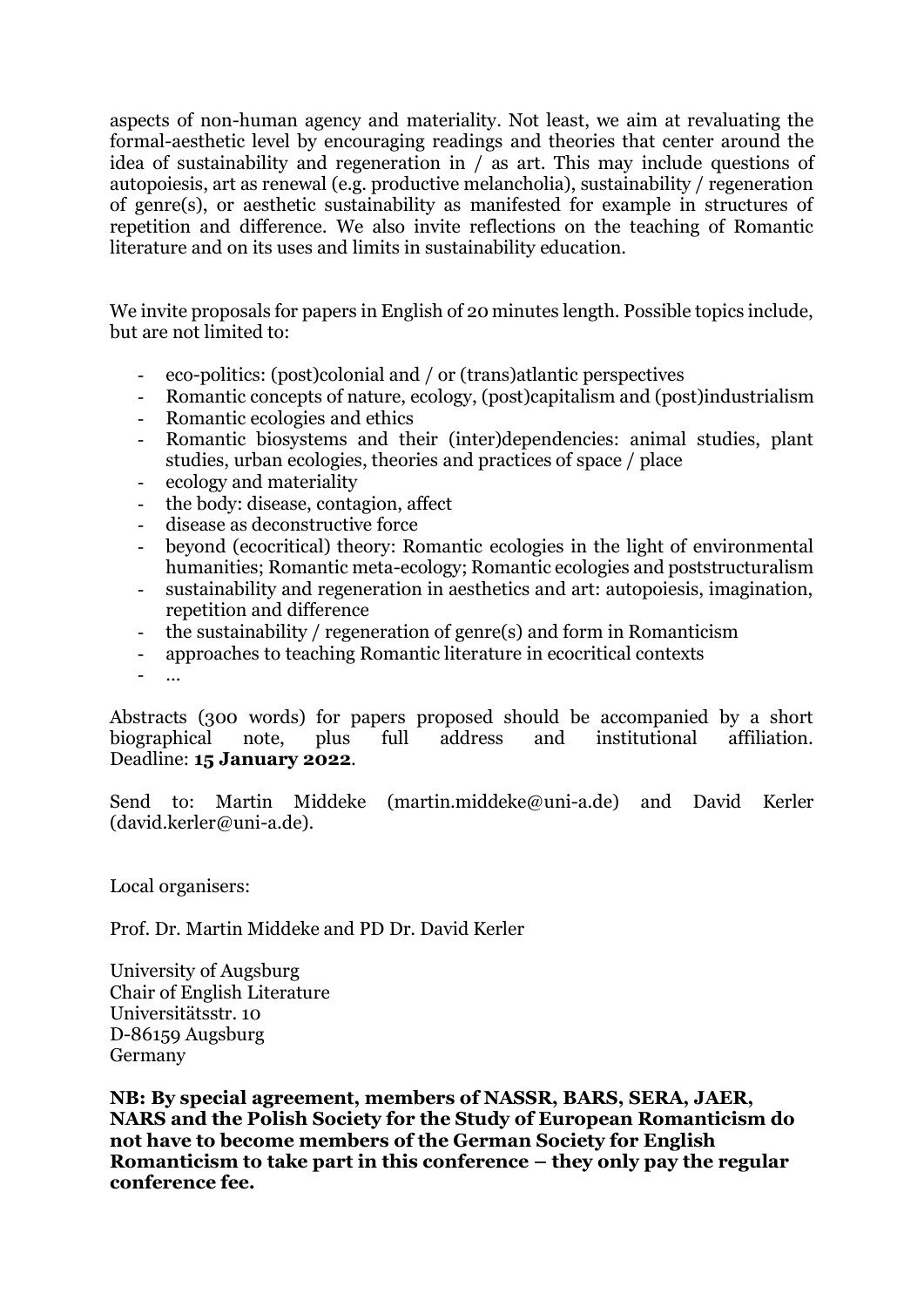aspects of non-human agency and materiality. Not least, we aim at revaluating the formal-aesthetic level by encouraging readings and theories that center around the idea of sustainability and regeneration in / as art. This may include questions of autopoiesis, art as renewal (e.g. productive melancholia), sustainability / regeneration of genre(s), or aesthetic sustainability as manifested for example in structures of repetition and difference. We also invite reflections on the teaching of Romantic literature and on its uses and limits in sustainability education.

We invite proposals for papers in English of 20 minutes length. Possible topics include, but are not limited to:

- eco-politics: (post)colonial and / or (trans)atlantic perspectives
- Romantic concepts of nature, ecology, (post)capitalism and (post)industrialism
- Romantic ecologies and ethics
- Romantic biosystems and their (inter)dependencies: animal studies, plant studies, urban ecologies, theories and practices of space / place
- ecology and materiality
- the body: disease, contagion, affect
- disease as deconstructive force
- beyond (ecocritical) theory: Romantic ecologies in the light of environmental humanities; Romantic meta-ecology; Romantic ecologies and poststructuralism
- sustainability and regeneration in aesthetics and art: autopoiesis, imagination, repetition and difference
- the sustainability / regeneration of genre(s) and form in Romanticism
- approaches to teaching Romantic literature in ecocritical contexts
- …

Abstracts (300 words) for papers proposed should be accompanied by a short biographical note, plus full address and institutional affiliation. Deadline: **15 January 2022**.

Send to: Martin Middeke (martin.middeke@uni-a.de) and David Kerler (david.kerler@uni-a.de).

Local organisers:

Prof. Dr. Martin Middeke and PD Dr. David Kerler

University of Augsburg
Chair of English Literature
Universitätsstr. 10
D-86159 Augsburg
Germany

**NB: By special agreement, members of NASSR, BARS, SERA, JAER, NARS and the Polish Society for the Study of European Romanticism do not have to become members of the German Society for English Romanticism to take part in this conference – they only pay the regular conference fee.**